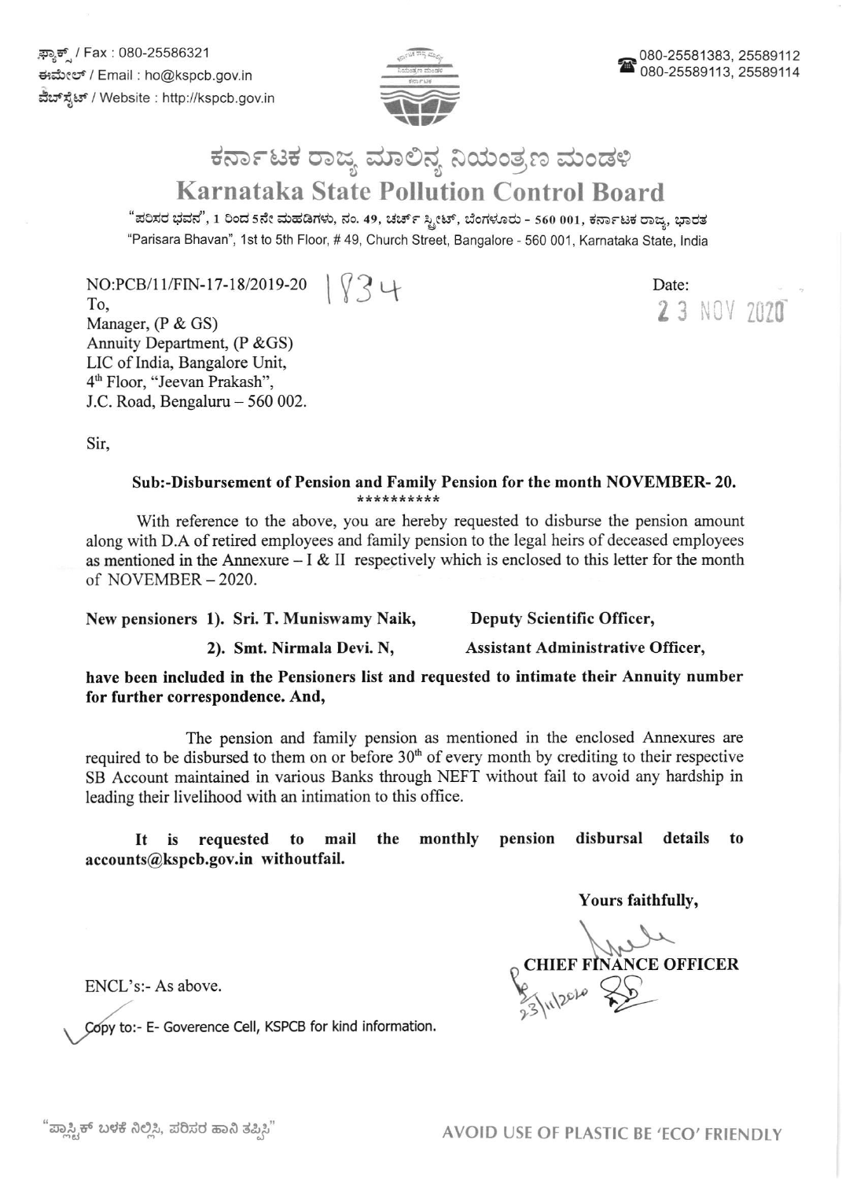ಫ್ಯಾಕ್ಸ್ / Fax : 080-25586321
ಈಮೇಲ್ / Email : ho@kspcb.gov.in
ವೆಬ್‌ಸೈಟ್ / Website : http://kspcb.gov.in

080-25581383, 25589112
080-25589113, 25589114

# ಕರ್ನಾಟಕ ರಾಜ್ಯ ಮಾಲಿನ್ಯ ನಿಯಂತ್ರಣ ಮಂಡಳಿ
# Karnataka State Pollution Control Board

"ಪರಿಸರ ಭವನ", 1 ರಿಂದ 5ನೇ ಮಹಡಿಗಳು, ನಂ. 49, ಚರ್ಚ್ ಸ್ಟ್ರೀಟ್, ಬೆಂಗಳೂರು - 560 001, ಕರ್ನಾಟಕ ರಾಜ್ಯ, ಭಾರತ
"Parisara Bhavan", 1st to 5th Floor, # 49, Church Street, Bangalore - 560 001, Karnataka State, India

NO:PCB/11/FIN-17-18/2019-20 1834

Date: 23 NOV 2020

To,
Manager, (P & GS)
Annuity Department, (P &GS)
LIC of India, Bangalore Unit,
4th Floor, "Jeevan Prakash",
J.C. Road, Bengaluru – 560 002.

Sir,

**Sub:-Disbursement of Pension and Family Pension for the month NOVEMBER- 20.**
**********

With reference to the above, you are hereby requested to disburse the pension amount along with D.A of retired employees and family pension to the legal heirs of deceased employees as mentioned in the Annexure – I & II respectively which is enclosed to this letter for the month of NOVEMBER – 2020.

**New pensioners 1). Sri. T. Muniswamy Naik, Deputy Scientific Officer,**

**2). Smt. Nirmala Devi. N, Assistant Administrative Officer,**

**have been included in the Pensioners list and requested to intimate their Annuity number for further correspondence. And,**

The pension and family pension as mentioned in the enclosed Annexures are required to be disbursed to them on or before 30th of every month by crediting to their respective SB Account maintained in various Banks through NEFT without fail to avoid any hardship in leading their livelihood with an intimation to this office.

**It is requested to mail the monthly pension disbursal details to accounts@kspcb.gov.in withoutfail.**

Yours faithfully,

**CHIEF FINANCE OFFICER**
23/11/2020

ENCL's:- As above.

Copy to:- E- Goverence Cell, KSPCB for kind information.

"ಪ್ಲಾಸ್ಟಿಕ್ ಬಳಕೆ ನಿಲ್ಲಿಸಿ, ಪರಿಸರ ಹಾನಿ ತಪ್ಪಿಸಿ"

AVOID USE OF PLASTIC BE 'ECO' FRIENDLY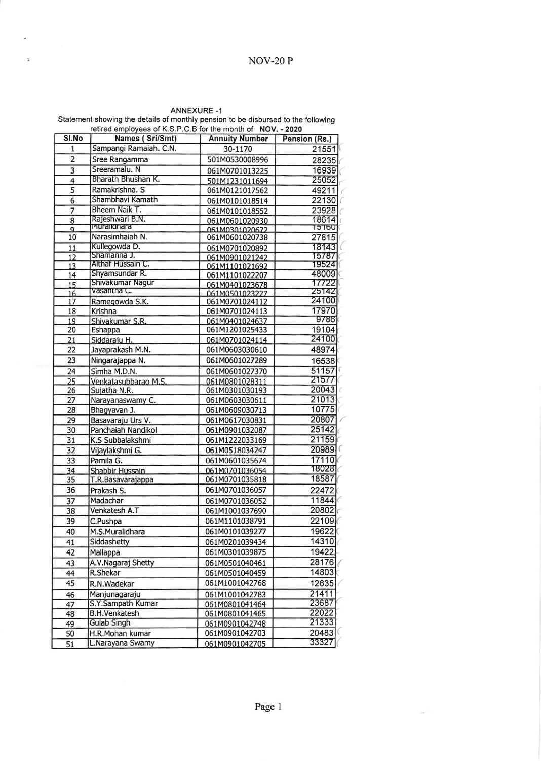NOV-20 P

ANNEXURE -1

Statement showing the details of monthly pension to be disbursed to the following retired employees of K.S.P.C.B for the month of **NOV. - 2020**

| Sl.No | Names ( Sri/Smt) | Annuity Number | Pension (Rs.) |
|---|---|---|---|
| 1 | Sampangi Ramaiah. C.N. | 30-1170 | 21551 |
| 2 | Sree Rangamma | 501M0530008996 | 28235 |
| 3 | Sreeramalu. N | 061M0701013225 | 16939 |
| 4 | Bharath Bhushan K. | 501M1231011694 | 25052 |
| 5 | Ramakrishna. S | 061M0121017562 | 49211 |
| 6 | Shambhavi Kamath | 061M0101018514 | 22130 |
| 7 | Bheem Naik T. | 061M0101018552 | 23928 |
| 8 | Rajeshwari B.N. | 061M0601020930 | 18614 |
| 9 | Muralidhara | 061M0301020672 | 15160 |
| 10 | Narasimhaiah N. | 061M0601020738 | 27815 |
| 11 | Kullegowda D. | 061M0701020892 | 18143 |
| 12 | Shamanna J. | 061M0901021242 | 15787 |
| 13 | Althaf Hussain C. | 061M1101021692 | 19524 |
| 14 | Shyamsundar R. | 061M1101022207 | 48009 |
| 15 | Shivakumar Nagur | 061M0401023678 | 17722 |
| 16 | Vasantha C. | 061M0501023227 | 25142 |
| 17 | Ramegowda S.K. | 061M0701024112 | 24100 |
| 18 | Krishna | 061M0701024113 | 17970 |
| 19 | Shivakumar S.R. | 061M0401024637 | 9786 |
| 20 | Eshappa | 061M1201025433 | 19104 |
| 21 | Siddaraju H. | 061M0701024114 | 24100 |
| 22 | Jayaprakash M.N. | 061M0603030610 | 48974 |
| 23 | Ningarajappa N. | 061M0601027289 | 16538 |
| 24 | Simha M.D.N. | 061M0601027370 | 51157 |
| 25 | Venkatasubbarao M.S. | 061M0801028311 | 21577 |
| 26 | Sujatha N.R. | 061M0301030193 | 20043 |
| 27 | Narayanaswamy C. | 061M0603030611 | 21013 |
| 28 | Bhagyavan J. | 061M0609030713 | 10775 |
| 29 | Basavaraju Urs V. | 061M0617030831 | 20807 |
| 30 | Panchaiah Nandikol | 061M0901032087 | 25142 |
| 31 | K.S Subbalakshmi | 061M1222033169 | 21159 |
| 32 | Vijaylakshmi G. | 061M0518034247 | 20989 |
| 33 | Pamila G. | 061M0601035674 | 17110 |
| 34 | Shabbir Hussain | 061M0701036054 | 18028 |
| 35 | T.R.Basavarajappa | 061M0701035818 | 18587 |
| 36 | Prakash S. | 061M0701036057 | 22472 |
| 37 | Madachar | 061M0701036052 | 11844 |
| 38 | Venkatesh A.T | 061M1001037690 | 20802 |
| 39 | C.Pushpa | 061M1101038791 | 22109 |
| 40 | M.S.Muralidhara | 061M0101039277 | 19622 |
| 41 | Siddashetty | 061M0201039434 | 14310 |
| 42 | Mallappa | 061M0301039875 | 19422 |
| 43 | A.V.Nagaraj Shetty | 061M0501040461 | 28176 |
| 44 | R.Shekar | 061M0501040459 | 14803 |
| 45 | R.N.Wadekar | 061M1001042768 | 12635 |
| 46 | Manjunagaraju | 061M1001042783 | 21411 |
| 47 | S.Y.Sampath Kumar | 061M0801041464 | 23687 |
| 48 | B.H.Venkatesh | 061M0801041465 | 22022 |
| 49 | Gulab Singh | 061M0901042748 | 21333 |
| 50 | H.R.Mohan kumar | 061M0901042703 | 20483 |
| 51 | L.Narayana Swamy | 061M0901042705 | 33327 |